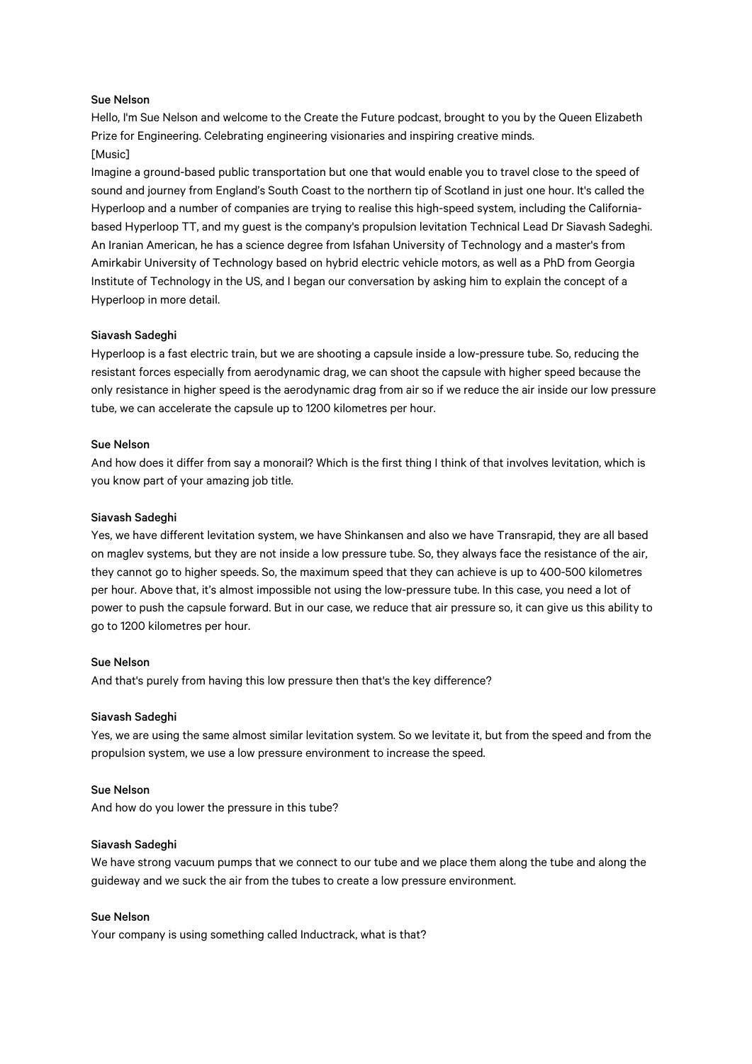**Sue Nelson**

Hello, I'm Sue Nelson and welcome to the Create the Future podcast, brought to you by the Queen Elizabeth Prize for Engineering. Celebrating engineering visionaries and inspiring creative minds.

[Music]

Imagine a ground-based public transportation but one that would enable you to travel close to the speed of sound and journey from England's South Coast to the northern tip of Scotland in just one hour. It's called the Hyperloop and a number of companies are trying to realise this high-speed system, including the California-based Hyperloop TT, and my guest is the company's propulsion levitation Technical Lead Dr Siavash Sadeghi. An Iranian American, he has a science degree from Isfahan University of Technology and a master's from Amirkabir University of Technology based on hybrid electric vehicle motors, as well as a PhD from Georgia Institute of Technology in the US, and I began our conversation by asking him to explain the concept of a Hyperloop in more detail.

**Siavash Sadeghi**

Hyperloop is a fast electric train, but we are shooting a capsule inside a low-pressure tube. So, reducing the resistant forces especially from aerodynamic drag, we can shoot the capsule with higher speed because the only resistance in higher speed is the aerodynamic drag from air so if we reduce the air inside our low pressure tube, we can accelerate the capsule up to 1200 kilometres per hour.

**Sue Nelson**

And how does it differ from say a monorail? Which is the first thing I think of that involves levitation, which is you know part of your amazing job title.

**Siavash Sadeghi**

Yes, we have different levitation system, we have Shinkansen and also we have Transrapid, they are all based on maglev systems, but they are not inside a low pressure tube. So, they always face the resistance of the air, they cannot go to higher speeds. So, the maximum speed that they can achieve is up to 400-500 kilometres per hour. Above that, it's almost impossible not using the low-pressure tube. In this case, you need a lot of power to push the capsule forward. But in our case, we reduce that air pressure so, it can give us this ability to go to 1200 kilometres per hour.

**Sue Nelson**

And that's purely from having this low pressure then that's the key difference?

**Siavash Sadeghi**

Yes, we are using the same almost similar levitation system. So we levitate it, but from the speed and from the propulsion system, we use a low pressure environment to increase the speed.

**Sue Nelson**

And how do you lower the pressure in this tube?

**Siavash Sadeghi**

We have strong vacuum pumps that we connect to our tube and we place them along the tube and along the guideway and we suck the air from the tubes to create a low pressure environment.

**Sue Nelson**

Your company is using something called Inductrack, what is that?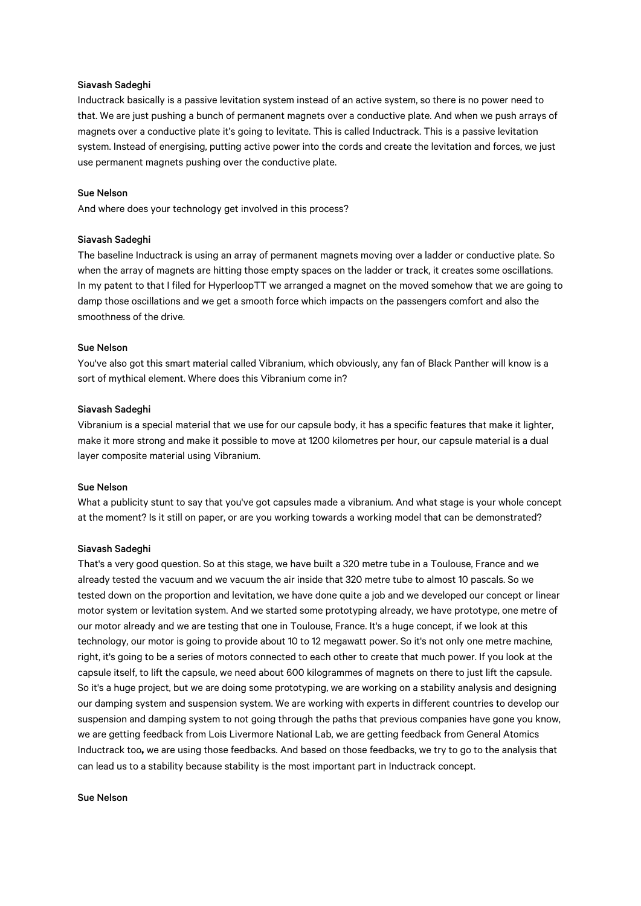**Siavash Sadeghi**

Inductrack basically is a passive levitation system instead of an active system, so there is no power need to that. We are just pushing a bunch of permanent magnets over a conductive plate. And when we push arrays of magnets over a conductive plate it's going to levitate. This is called Inductrack. This is a passive levitation system. Instead of energising, putting active power into the cords and create the levitation and forces, we just use permanent magnets pushing over the conductive plate.

**Sue Nelson**

And where does your technology get involved in this process?

**Siavash Sadeghi**

The baseline Inductrack is using an array of permanent magnets moving over a ladder or conductive plate. So when the array of magnets are hitting those empty spaces on the ladder or track, it creates some oscillations. In my patent to that I filed for HyperloopTT we arranged a magnet on the moved somehow that we are going to damp those oscillations and we get a smooth force which impacts on the passengers comfort and also the smoothness of the drive.

**Sue Nelson**

You've also got this smart material called Vibranium, which obviously, any fan of Black Panther will know is a sort of mythical element. Where does this Vibranium come in?

**Siavash Sadeghi**

Vibranium is a special material that we use for our capsule body, it has a specific features that make it lighter, make it more strong and make it possible to move at 1200 kilometres per hour, our capsule material is a dual layer composite material using Vibranium.

**Sue Nelson**

What a publicity stunt to say that you've got capsules made a vibranium. And what stage is your whole concept at the moment? Is it still on paper, or are you working towards a working model that can be demonstrated?

**Siavash Sadeghi**

That's a very good question. So at this stage, we have built a 320 metre tube in a Toulouse, France and we already tested the vacuum and we vacuum the air inside that 320 metre tube to almost 10 pascals. So we tested down on the proportion and levitation, we have done quite a job and we developed our concept or linear motor system or levitation system. And we started some prototyping already, we have prototype, one metre of our motor already and we are testing that one in Toulouse, France. It's a huge concept, if we look at this technology, our motor is going to provide about 10 to 12 megawatt power. So it's not only one metre machine, right, it's going to be a series of motors connected to each other to create that much power. If you look at the capsule itself, to lift the capsule, we need about 600 kilogrammes of magnets on there to just lift the capsule. So it's a huge project, but we are doing some prototyping, we are working on a stability analysis and designing our damping system and suspension system. We are working with experts in different countries to develop our suspension and damping system to not going through the paths that previous companies have gone you know, we are getting feedback from Lois Livermore National Lab, we are getting feedback from General Atomics Inductrack too**,** we are using those feedbacks. And based on those feedbacks, we try to go to the analysis that can lead us to a stability because stability is the most important part in Inductrack concept.

**Sue Nelson**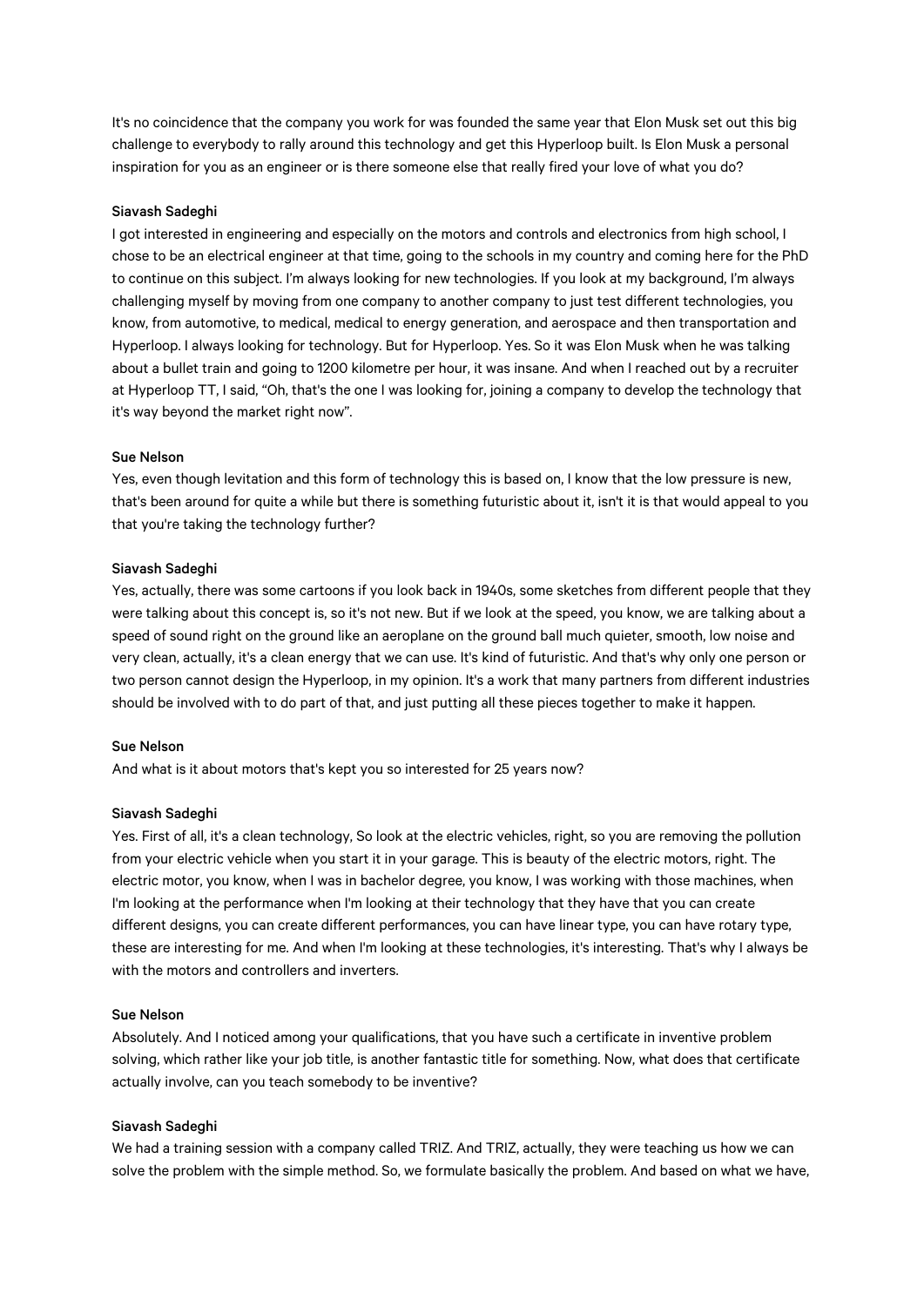It's no coincidence that the company you work for was founded the same year that Elon Musk set out this big challenge to everybody to rally around this technology and get this Hyperloop built. Is Elon Musk a personal inspiration for you as an engineer or is there someone else that really fired your love of what you do?

**Siavash Sadeghi**

I got interested in engineering and especially on the motors and controls and electronics from high school, I chose to be an electrical engineer at that time, going to the schools in my country and coming here for the PhD to continue on this subject. I'm always looking for new technologies. If you look at my background, I'm always challenging myself by moving from one company to another company to just test different technologies, you know, from automotive, to medical, medical to energy generation, and aerospace and then transportation and Hyperloop. I always looking for technology. But for Hyperloop. Yes. So it was Elon Musk when he was talking about a bullet train and going to 1200 kilometre per hour, it was insane. And when I reached out by a recruiter at Hyperloop TT, I said, "Oh, that's the one I was looking for, joining a company to develop the technology that it's way beyond the market right now".

**Sue Nelson**

Yes, even though levitation and this form of technology this is based on, I know that the low pressure is new, that's been around for quite a while but there is something futuristic about it, isn't it is that would appeal to you that you're taking the technology further?

**Siavash Sadeghi**

Yes, actually, there was some cartoons if you look back in 1940s, some sketches from different people that they were talking about this concept is, so it's not new. But if we look at the speed, you know, we are talking about a speed of sound right on the ground like an aeroplane on the ground ball much quieter, smooth, low noise and very clean, actually, it's a clean energy that we can use. It's kind of futuristic. And that's why only one person or two person cannot design the Hyperloop, in my opinion. It's a work that many partners from different industries should be involved with to do part of that, and just putting all these pieces together to make it happen.

**Sue Nelson**

And what is it about motors that's kept you so interested for 25 years now?

**Siavash Sadeghi**

Yes. First of all, it's a clean technology, So look at the electric vehicles, right, so you are removing the pollution from your electric vehicle when you start it in your garage. This is beauty of the electric motors, right. The electric motor, you know, when I was in bachelor degree, you know, I was working with those machines, when I'm looking at the performance when I'm looking at their technology that they have that you can create different designs, you can create different performances, you can have linear type, you can have rotary type, these are interesting for me. And when I'm looking at these technologies, it's interesting. That's why I always be with the motors and controllers and inverters.

**Sue Nelson**

Absolutely. And I noticed among your qualifications, that you have such a certificate in inventive problem solving, which rather like your job title, is another fantastic title for something. Now, what does that certificate actually involve, can you teach somebody to be inventive?

**Siavash Sadeghi**

We had a training session with a company called TRIZ. And TRIZ, actually, they were teaching us how we can solve the problem with the simple method. So, we formulate basically the problem. And based on what we have,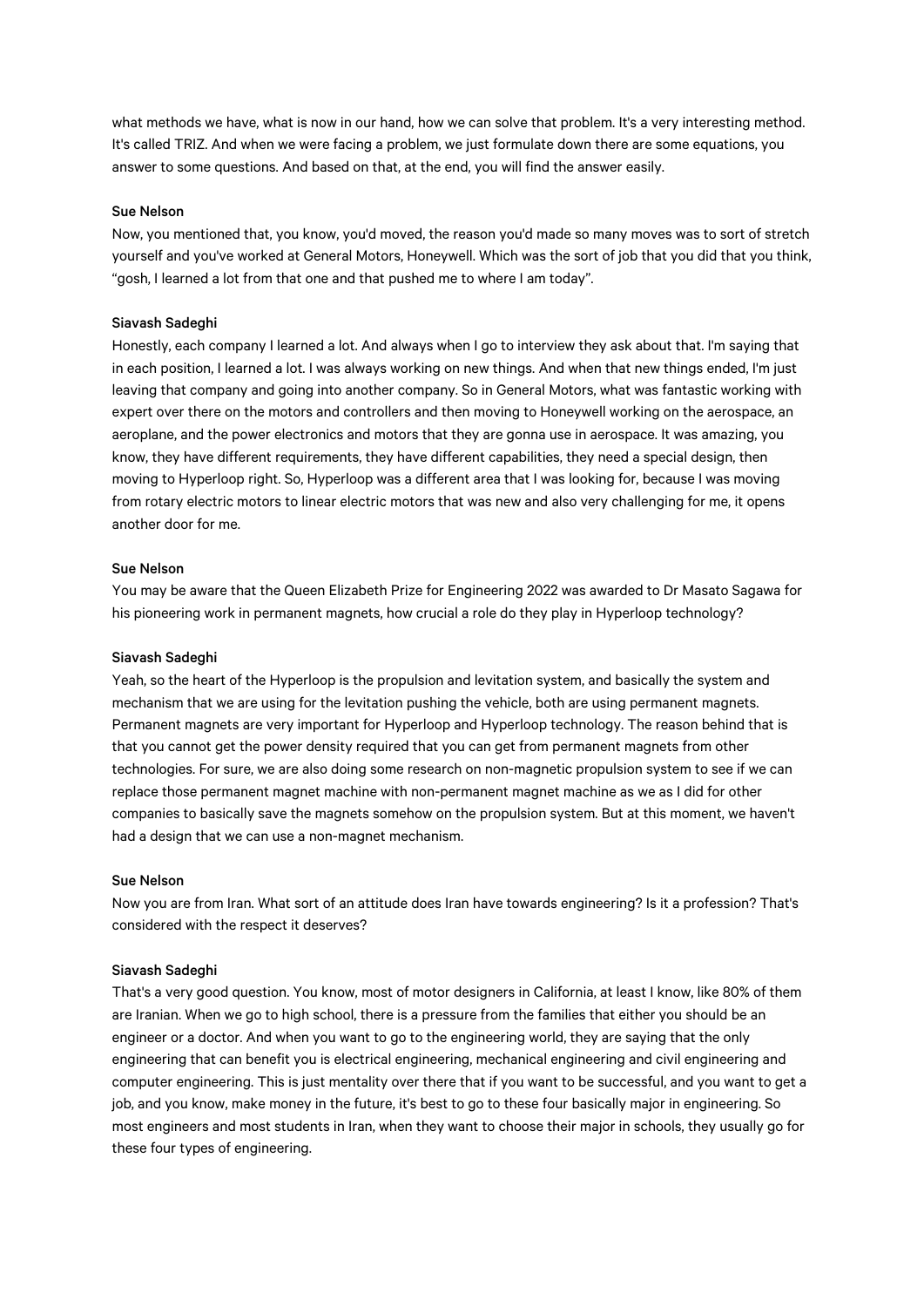what methods we have, what is now in our hand, how we can solve that problem. It's a very interesting method. It's called TRIZ. And when we were facing a problem, we just formulate down there are some equations, you answer to some questions. And based on that, at the end, you will find the answer easily.

**Sue Nelson**

Now, you mentioned that, you know, you'd moved, the reason you'd made so many moves was to sort of stretch yourself and you've worked at General Motors, Honeywell. Which was the sort of job that you did that you think, "gosh, I learned a lot from that one and that pushed me to where I am today".

**Siavash Sadeghi**

Honestly, each company I learned a lot. And always when I go to interview they ask about that. I'm saying that in each position, I learned a lot. I was always working on new things. And when that new things ended, I'm just leaving that company and going into another company. So in General Motors, what was fantastic working with expert over there on the motors and controllers and then moving to Honeywell working on the aerospace, an aeroplane, and the power electronics and motors that they are gonna use in aerospace. It was amazing, you know, they have different requirements, they have different capabilities, they need a special design, then moving to Hyperloop right. So, Hyperloop was a different area that I was looking for, because I was moving from rotary electric motors to linear electric motors that was new and also very challenging for me, it opens another door for me.

**Sue Nelson**

You may be aware that the Queen Elizabeth Prize for Engineering 2022 was awarded to Dr Masato Sagawa for his pioneering work in permanent magnets, how crucial a role do they play in Hyperloop technology?

**Siavash Sadeghi**

Yeah, so the heart of the Hyperloop is the propulsion and levitation system, and basically the system and mechanism that we are using for the levitation pushing the vehicle, both are using permanent magnets. Permanent magnets are very important for Hyperloop and Hyperloop technology. The reason behind that is that you cannot get the power density required that you can get from permanent magnets from other technologies. For sure, we are also doing some research on non-magnetic propulsion system to see if we can replace those permanent magnet machine with non-permanent magnet machine as we as I did for other companies to basically save the magnets somehow on the propulsion system. But at this moment, we haven't had a design that we can use a non-magnet mechanism.

**Sue Nelson**

Now you are from Iran. What sort of an attitude does Iran have towards engineering? Is it a profession? That's considered with the respect it deserves?

**Siavash Sadeghi**

That's a very good question. You know, most of motor designers in California, at least I know, like 80% of them are Iranian. When we go to high school, there is a pressure from the families that either you should be an engineer or a doctor. And when you want to go to the engineering world, they are saying that the only engineering that can benefit you is electrical engineering, mechanical engineering and civil engineering and computer engineering. This is just mentality over there that if you want to be successful, and you want to get a job, and you know, make money in the future, it's best to go to these four basically major in engineering. So most engineers and most students in Iran, when they want to choose their major in schools, they usually go for these four types of engineering.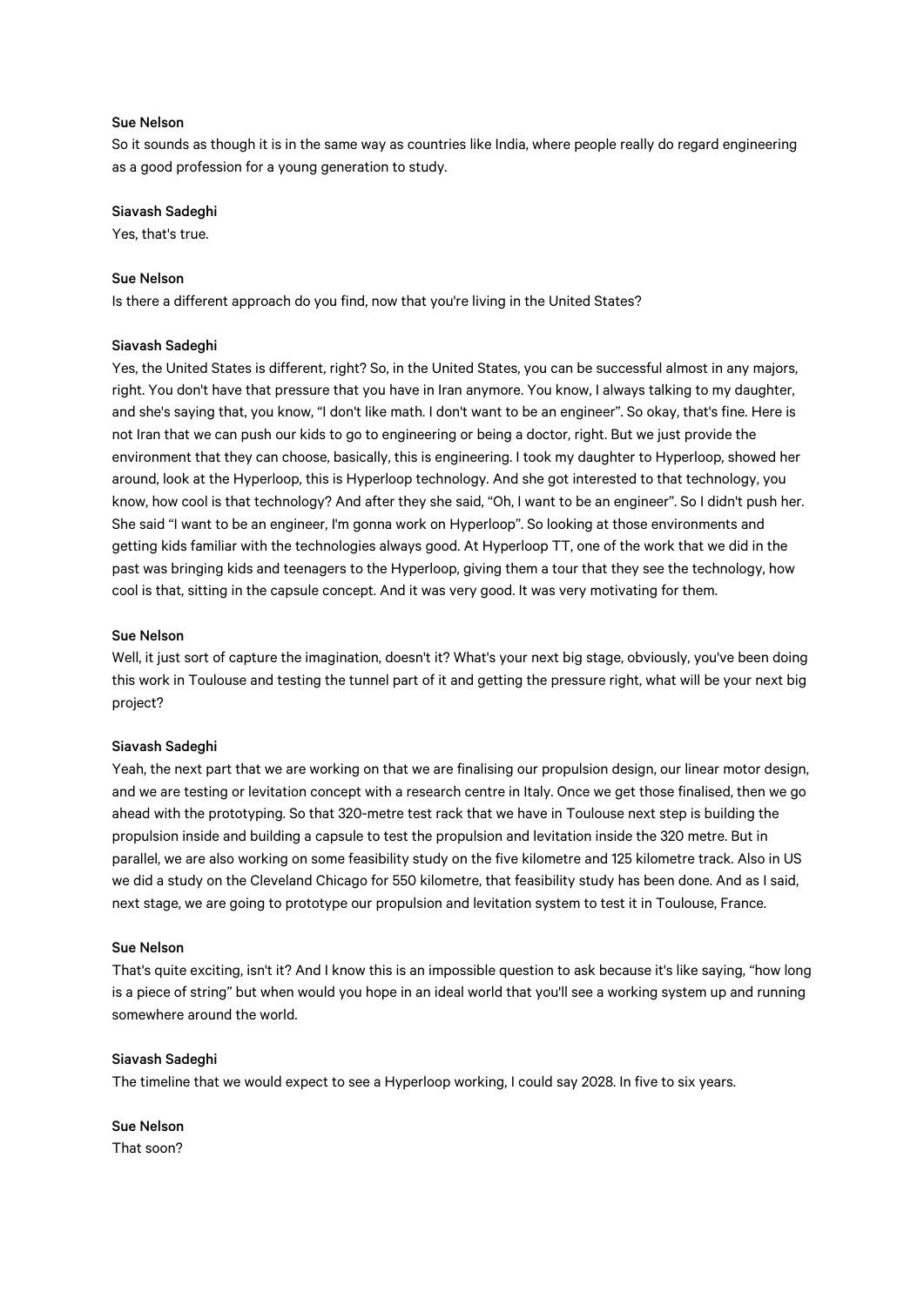**Sue Nelson**
So it sounds as though it is in the same way as countries like India, where people really do regard engineering as a good profession for a young generation to study.

**Siavash Sadeghi**
Yes, that's true.

**Sue Nelson**
Is there a different approach do you find, now that you're living in the United States?

**Siavash Sadeghi**
Yes, the United States is different, right? So, in the United States, you can be successful almost in any majors, right. You don't have that pressure that you have in Iran anymore. You know, I always talking to my daughter, and she's saying that, you know, "I don't like math. I don't want to be an engineer". So okay, that's fine. Here is not Iran that we can push our kids to go to engineering or being a doctor, right. But we just provide the environment that they can choose, basically, this is engineering. I took my daughter to Hyperloop, showed her around, look at the Hyperloop, this is Hyperloop technology. And she got interested to that technology, you know, how cool is that technology? And after they she said, "Oh, I want to be an engineer". So I didn't push her. She said "I want to be an engineer, I'm gonna work on Hyperloop". So looking at those environments and getting kids familiar with the technologies always good. At Hyperloop TT, one of the work that we did in the past was bringing kids and teenagers to the Hyperloop, giving them a tour that they see the technology, how cool is that, sitting in the capsule concept. And it was very good. It was very motivating for them.

**Sue Nelson**
Well, it just sort of capture the imagination, doesn't it? What's your next big stage, obviously, you've been doing this work in Toulouse and testing the tunnel part of it and getting the pressure right, what will be your next big project?

**Siavash Sadeghi**
Yeah, the next part that we are working on that we are finalising our propulsion design, our linear motor design, and we are testing or levitation concept with a research centre in Italy. Once we get those finalised, then we go ahead with the prototyping. So that 320-metre test rack that we have in Toulouse next step is building the propulsion inside and building a capsule to test the propulsion and levitation inside the 320 metre. But in parallel, we are also working on some feasibility study on the five kilometre and 125 kilometre track. Also in US we did a study on the Cleveland Chicago for 550 kilometre, that feasibility study has been done. And as I said, next stage, we are going to prototype our propulsion and levitation system to test it in Toulouse, France.

**Sue Nelson**
That's quite exciting, isn't it? And I know this is an impossible question to ask because it's like saying, "how long is a piece of string" but when would you hope in an ideal world that you'll see a working system up and running somewhere around the world.

**Siavash Sadeghi**
The timeline that we would expect to see a Hyperloop working, I could say 2028. In five to six years.

**Sue Nelson**
That soon?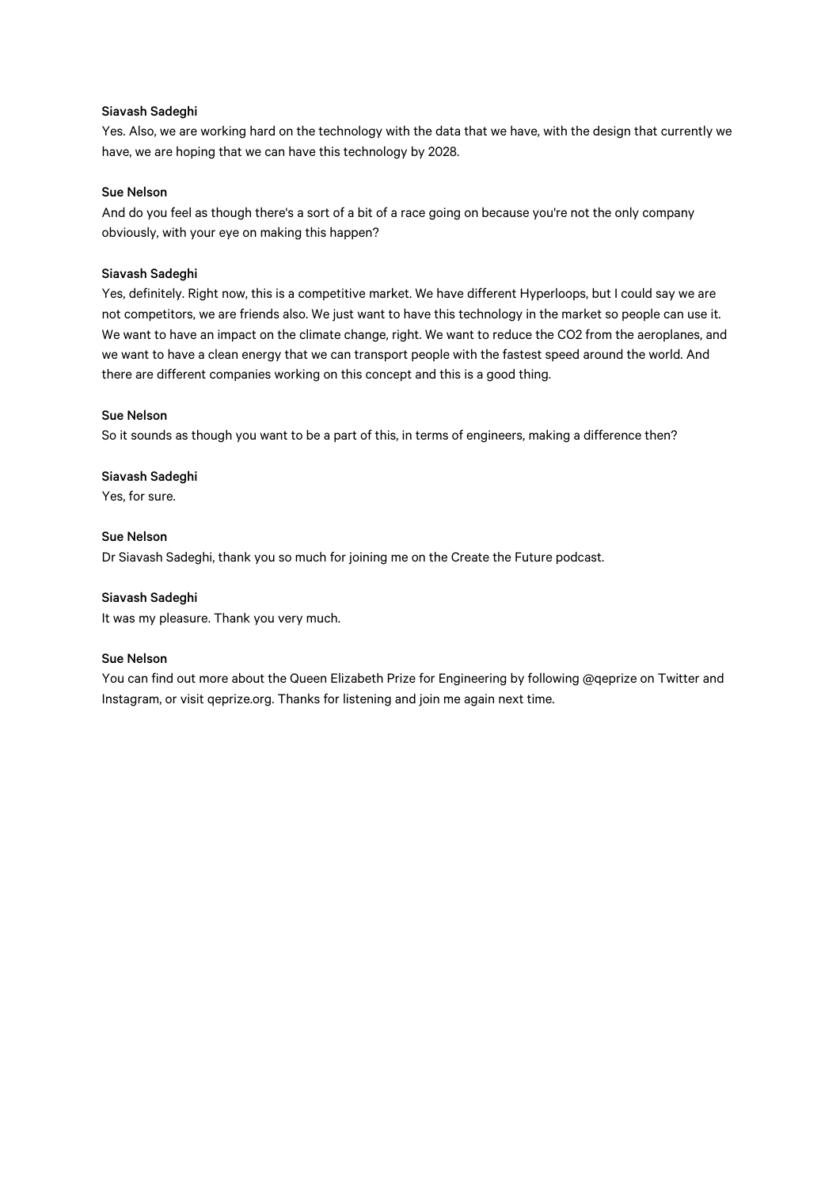**Siavash Sadeghi**
Yes. Also, we are working hard on the technology with the data that we have, with the design that currently we have, we are hoping that we can have this technology by 2028.

**Sue Nelson**
And do you feel as though there's a sort of a bit of a race going on because you're not the only company obviously, with your eye on making this happen?

**Siavash Sadeghi**
Yes, definitely. Right now, this is a competitive market. We have different Hyperloops, but I could say we are not competitors, we are friends also. We just want to have this technology in the market so people can use it. We want to have an impact on the climate change, right. We want to reduce the $CO_2$ from the aeroplanes, and we want to have a clean energy that we can transport people with the fastest speed around the world. And there are different companies working on this concept and this is a good thing.

**Sue Nelson**
So it sounds as though you want to be a part of this, in terms of engineers, making a difference then?

**Siavash Sadeghi**
Yes, for sure.

**Sue Nelson**
Dr Siavash Sadeghi, thank you so much for joining me on the Create the Future podcast.

**Siavash Sadeghi**
It was my pleasure. Thank you very much.

**Sue Nelson**
You can find out more about the Queen Elizabeth Prize for Engineering by following @qeprize on Twitter and Instagram, or visit qeprize.org. Thanks for listening and join me again next time.